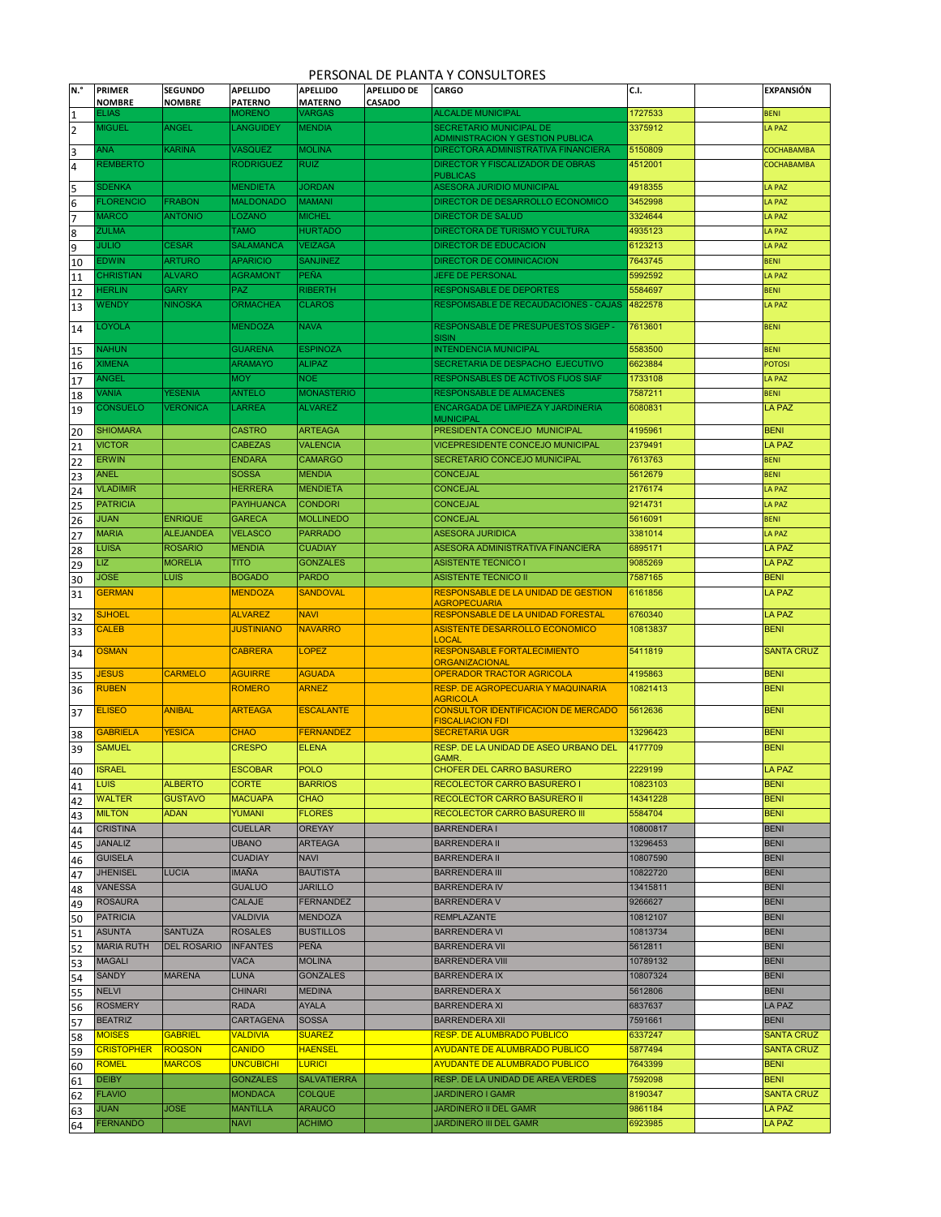# PERSONAL DE PLANTA Y CONSULTORES

| N.° | PRIMER NOMBRE | SEGUNDO NOMBRE | APELLIDO PATERNO | APELLIDO MATERNO | APELLIDO DE CASADO | CARGO | C.I. | | EXPANSIÓN |
|---|---|---|---|---|---|---|---|---|---|
| 1 | ELIAS | | MORENO | VARGAS | | ALCALDE MUNICIPAL | 1727533 | | BENI |
| 2 | MIGUEL | ANGEL | LANGUIDEY | MENDIA | | SECRETARIO MUNICIPAL DE ADMINISTRACION Y GESTION PUBLICA | 3375912 | | LA PAZ |
| 3 | ANA | KARINA | VASQUEZ | MOLINA | | DIRECTORA ADMINISTRATIVA FINANCIERA | 5150809 | | COCHABAMBA |
| 4 | REMBERTO | | RODRIGUEZ | RUIZ | | DIRECTOR Y FISCALIZADOR DE OBRAS PUBLICAS | 4512001 | | COCHABAMBA |
| 5 | SDENKA | | MENDIETA | JORDAN | | ASESORA JURIDIO MUNICIPAL | 4918355 | | LA PAZ |
| 6 | FLORENCIO | FRABON | MALDONADO | MAMANI | | DIRECTOR DE DESARROLLO ECONOMICO | 3452998 | | LA PAZ |
| 7 | MARCO | ANTONIO | LOZANO | MICHEL | | DIRECTOR DE SALUD | 3324644 | | LA PAZ |
| 8 | ZULMA | | TAMO | HURTADO | | DIRECTORA DE TURISMO Y CULTURA | 4935123 | | LA PAZ |
| 9 | JULIO | CESAR | SALAMANCA | VEIZAGA | | DIRECTOR DE EDUCACION | 6123213 | | LA PAZ |
| 10 | EDWIN | ARTURO | APARICIO | SANJINEZ | | DIRECTOR DE COMINICACION | 7643745 | | BENI |
| 11 | CHRISTIAN | ALVARO | AGRAMONT | PEÑA | | JEFE DE PERSONAL | 5992592 | | LA PAZ |
| 12 | HERLIN | GARY | PAZ | RIBERTH | | RESPONSABLE DE DEPORTES | 5584697 | | BENI |
| 13 | WENDY | NINOSKA | ORMACHEA | CLAROS | | RESPOMSABLE DE RECAUDACIONES - CAJAS | 4822578 | | LA PAZ |
| 14 | LOYOLA | | MENDOZA | NAVA | | RESPONSABLE DE PRESUPUESTOS SIGEP - SISIN | 7613601 | | BENI |
| 15 | NAHUN | | GUARENA | ESPINOZA | | INTENDENCIA MUNICIPAL | 5583500 | | BENI |
| 16 | XIMENA | | ARAMAYO | ALIPAZ | | SECRETARIA DE DESPACHO EJECUTIVO | 6623884 | | POTOSI |
| 17 | ANGEL | | MOY | NOE | | RESPONSABLES DE ACTIVOS FIJOS SIAF | 1733108 | | LA PAZ |
| 18 | VANIA | YESENIA | ANTELO | MONASTERIO | | RESPONSABLE DE ALMACENES | 7587211 | | BENI |
| 19 | CONSUELO | VERONICA | LARREA | ALVAREZ | | ENCARGADA DE LIMPIEZA Y JARDINERIA MUNICIPAL | 6080831 | | LA PAZ |
| 20 | SHIOMARA | | CASTRO | ARTEAGA | | PRESIDENTA CONCEJO MUNICIPAL | 4195961 | | BENI |
| 21 | VICTOR | | CABEZAS | VALENCIA | | VICEPRESIDENTE CONCEJO MUNICIPAL | 2379491 | | LA PAZ |
| 22 | ERWIN | | ENDARA | CAMARGO | | SECRETARIO CONCEJO MUNICIPAL | 7613763 | | BENI |
| 23 | ANEL | | SOSSA | MENDIA | | CONCEJAL | 5612679 | | BENI |
| 24 | VLADIMIR | | HERRERA | MENDIETA | | CONCEJAL | 2176174 | | LA PAZ |
| 25 | PATRICIA | | PAYIHUANCA | CONDORI | | CONCEJAL | 9214731 | | LA PAZ |
| 26 | JUAN | ENRIQUE | GARECA | MOLLINEDO | | CONCEJAL | 5616091 | | BENI |
| 27 | MARIA | ALEJANDEA | VELASCO | PARRADO | | ASESORA JURIDICA | 3381014 | | LA PAZ |
| 28 | LUISA | ROSARIO | MENDIA | CUADIAY | | ASESORA ADMINISTRATIVA FINANCIERA | 6895171 | | LA PAZ |
| 29 | LIZ | MORELIA | TITO | GONZALES | | ASISTENTE TECNICO I | 9085269 | | LA PAZ |
| 30 | JOSE | LUIS | BOGADO | PARDO | | ASISTENTE TECNICO II | 7587165 | | BENI |
| 31 | GERMAN | | MENDOZA | SANDOVAL | | RESPONSABLE DE LA UNIDAD DE GESTION AGROPECUARIA | 6161856 | | LA PAZ |
| 32 | SJHOEL | | ALVAREZ | NAVI | | RESPONSABLE DE LA UNIDAD FORESTAL | 6760340 | | LA PAZ |
| 33 | CALEB | | JUSTINIANO | NAVARRO | | ASISTENTE DESARROLLO ECONOMICO LOCAL | 10813837 | | BENI |
| 34 | OSMAN | | CABRERA | LOPEZ | | RESPONSABLE FORTALECIMIENTO ORGANIZACIONAL | 5411819 | | SANTA CRUZ |
| 35 | JESUS | CARMELO | AGUIRRE | AGUADA | | OPERADOR TRACTOR AGRICOLA | 4195863 | | BENI |
| 36 | RUBEN | | ROMERO | ARNEZ | | RESP. DE AGROPECUARIA Y MAQUINARIA AGRICOLA | 10821413 | | BENI |
| 37 | ELISEO | ANIBAL | ARTEAGA | ESCALANTE | | CONSULTOR IDENTIFICACION DE MERCADO FISCALIACION FDI | 5612636 | | BENI |
| 38 | GABRIELA | YESICA | CHAO | FERNANDEZ | | SECRETARIA UGR | 13296423 | | BENI |
| 39 | SAMUEL | | CRESPO | ELENA | | RESP. DE LA UNIDAD DE ASEO URBANO DEL GAMR. | 4177709 | | BENI |
| 40 | ISRAEL | | ESCOBAR | POLO | | CHOFER DEL CARRO BASURERO | 2229199 | | LA PAZ |
| 41 | LUIS | ALBERTO | CORTE | BARRIOS | | RECOLECTOR CARRO BASURERO I | 10823103 | | BENI |
| 42 | WALTER | GUSTAVO | MACUAPA | CHAO | | RECOLECTOR CARRO BASURERO II | 14341228 | | BENI |
| 43 | MILTON | ADAN | YUMANI | FLORES | | RECOLECTOR CARRO BASURERO III | 5584704 | | BENI |
| 44 | CRISTINA | | CUELLAR | OREYAY | | BARRENDERA I | 10800817 | | BENI |
| 45 | JANALIZ | | UBANO | ARTEAGA | | BARRENDERA II | 13296453 | | BENI |
| 46 | GUISELA | | CUADIAY | NAVI | | BARRENDERA II | 10807590 | | BENI |
| 47 | JHENISEL | LUCIA | IMAÑA | BAUTISTA | | BARRENDERA III | 10822720 | | BENI |
| 48 | VANESSA | | GUALUO | JARILLO | | BARRENDERA IV | 13415811 | | BENI |
| 49 | ROSAURA | | CALAJE | FERNANDEZ | | BARRENDERA V | 9266627 | | BENI |
| 50 | PATRICIA | | VALDIVIA | MENDOZA | | REMPLAZANTE | 10812107 | | BENI |
| 51 | ASUNTA | SANTUZA | ROSALES | BUSTILLOS | | BARRENDERA VI | 10813734 | | BENI |
| 52 | MARIA RUTH | DEL ROSARIO | INFANTES | PEÑA | | BARRENDERA VII | 5612811 | | BENI |
| 53 | MAGALI | | VACA | MOLINA | | BARRENDERA VIII | 10789132 | | BENI |
| 54 | SANDY | MARENA | LUNA | GONZALES | | BARRENDERA IX | 10807324 | | BENI |
| 55 | NELVI | | CHINARI | MEDINA | | BARRENDERA X | 5612806 | | BENI |
| 56 | ROSMERY | | RADA | AYALA | | BARRENDERA XI | 6837637 | | LA PAZ |
| 57 | BEATRIZ | | CARTAGENA | SOSSA | | BARRENDERA XII | 7591661 | | BENI |
| 58 | MOISES | GABRIEL | VALDIVIA | SUAREZ | | RESP. DE ALUMBRADO PUBLICO | 6337247 | | SANTA CRUZ |
| 59 | CRISTOPHER | ROQSON | CANIDO | HAENSEL | | AYUDANTE DE ALUMBRADO PUBLICO | 5877494 | | SANTA CRUZ |
| 60 | ROMEL | MARCOS | UNCUBICHI | LURICI | | AYUDANTE DE ALUMBRADO PUBLICO | 7643399 | | BENI |
| 61 | DEIBY | | GONZALES | SALVATIERRA | | RESP. DE LA UNIDAD DE AREA VERDES | 7592098 | | BENI |
| 62 | FLAVIO | | MONDACA | COLQUE | | JARDINERO I GAMR | 8190347 | | SANTA CRUZ |
| 63 | JUAN | JOSE | MANTILLA | ARAUCO | | JARDINERO II DEL GAMR | 9861184 | | LA PAZ |
| 64 | FERNANDO | | NAVI | ACHIMO | | JARDINERO III DEL GAMR | 6923985 | | LA PAZ |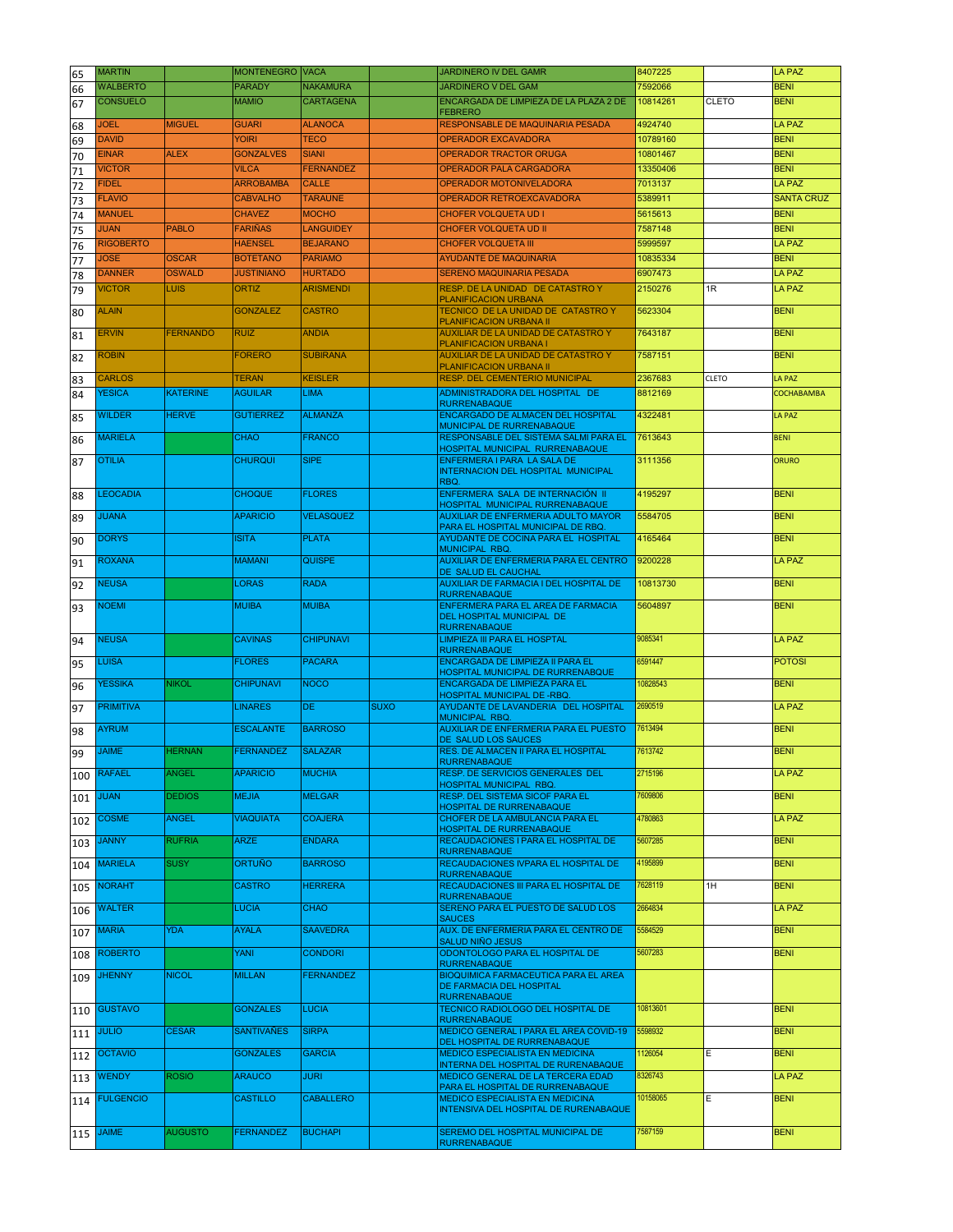| | | | | | | | | | |
|---|---|---|---|---|---|---|---|---|---|
| 65 | MARTIN | | MONTENEGRO | VACA | | JARDINERO IV DEL GAMR | 8407225 | | LA PAZ |
| 66 | WALBERTO | | PARADY | NAKAMURA | | JARDINERO V DEL GAM | 7592066 | | BENI |
| 67 | CONSUELO | | MAMIO | CARTAGENA | | ENCARGADA DE LIMPIEZA DE LA PLAZA 2 DE FEBRERO | 10814261 | CLETO | BENI |
| 68 | JOEL | MIGUEL | GUARI | ALANOCA | | RESPONSABLE DE MAQUINARIA PESADA | 4924740 | | LA PAZ |
| 69 | DAVID | | YOIRI | TECO | | OPERADOR EXCAVADORA | 10789160 | | BENI |
| 70 | EINAR | ALEX | GONZALVES | SIANI | | OPERADOR TRACTOR ORUGA | 10801467 | | BENI |
| 71 | VICTOR | | VILCA | FERNANDEZ | | OPERADOR PALA CARGADORA | 13350406 | | BENI |
| 72 | FIDEL | | ARROBAMBA | CALLE | | OPERADOR MOTONIVELADORA | 7013137 | | LA PAZ |
| 73 | FLAVIO | | CABVALHO | TARAUNE | | OPERADOR RETROEXCAVADORA | 5389911 | | SANTA CRUZ |
| 74 | MANUEL | | CHAVEZ | MOCHO | | CHOFER VOLQUETA UD I | 5615613 | | BENI |
| 75 | JUAN | PABLO | FARIÑAS | LANGUIDEY | | CHOFER VOLQUETA UD II | 7587148 | | BENI |
| 76 | RIGOBERTO | | HAENSEL | BEJARANO | | CHOFER VOLQUETA III | 5999597 | | LA PAZ |
| 77 | JOSE | OSCAR | BOTETANO | PARIAMO | | AYUDANTE DE MAQUINARIA | 10835334 | | BENI |
| 78 | DANNER | OSWALD | JUSTINIANO | HURTADO | | SERENO MAQUINARIA PESADA | 6907473 | | LA PAZ |
| 79 | VICTOR | LUIS | ORTIZ | ARISMENDI | | RESP. DE LA UNIDAD DE CATASTRO Y PLANIFICACION URBANA | 2150276 | 1R | LA PAZ |
| 80 | ALAIN | | GONZALEZ | CASTRO | | TECNICO DE LA UNIDAD DE CATASTRO Y PLANIFICACION URBANA II | 5623304 | | BENI |
| 81 | ERVIN | FERNANDO | RUIZ | ANDIA | | AUXILIAR DE LA UNIDAD DE CATASTRO Y PLANIFICACION URBANA I | 7643187 | | BENI |
| 82 | ROBIN | | FORERO | SUBIRANA | | AUXILIAR DE LA UNIDAD DE CATASTRO Y PLANIFICACION URBANA II | 7587151 | | BENI |
| 83 | CARLOS | | TERAN | KEISLER | | RESP. DEL CEMENTERIO MUNICIPAL | 2367683 | CLETO | LA PAZ |
| 84 | YESICA | KATERINE | AGUILAR | LIMA | | ADMINISTRADORA DEL HOSPITAL DE RURRENABAQUE | 8812169 | | COCHABAMBA |
| 85 | WILDER | HERVE | GUTIERREZ | ALMANZA | | ENCARGADO DE ALMACEN DEL HOSPITAL MUNICIPAL DE RURRENABAQUE | 4322481 | | LA PAZ |
| 86 | MARIELA | | CHAO | FRANCO | | RESPONSABLE DEL SISTEMA SALMI PARA EL HOSPITAL MUNICIPAL RURRENABAQUE | 7613643 | | BENI |
| 87 | OTILIA | | CHURQUI | SIPE | | ENFERMERA I PARA LA SALA DE INTERNACION DEL HOSPITAL MUNICIPAL RBQ. | 3111356 | | ORURO |
| 88 | LEOCADIA | | CHOQUE | FLORES | | ENFERMERA SALA DE INTERNACIÓN II HOSPITAL MUNICIPAL RURRENABAQUE | 4195297 | | BENI |
| 89 | JUANA | | APARICIO | VELASQUEZ | | AUXILIAR DE ENFERMERIA ADULTO MAYOR PARA EL HOSPITAL MUNICIPAL DE RBQ. | 5584705 | | BENI |
| 90 | DORYS | | ISITA | PLATA | | AYUDANTE DE COCINA PARA EL HOSPITAL MUNICIPAL RBQ. | 4165464 | | BENI |
| 91 | ROXANA | | MAMANI | QUISPE | | AUXILIAR DE ENFERMERIA PARA EL CENTRO DE SALUD EL CAUCHAL | 9200228 | | LA PAZ |
| 92 | NEUSA | | LORAS | RADA | | AUXILIAR DE FARMACIA I DEL HOSPITAL DE RURRENABAQUE | 10813730 | | BENI |
| 93 | NOEMI | | MUIBA | MUIBA | | ENFERMERA PARA EL AREA DE FARMACIA DEL HOSPITAL MUNICIPAL DE RURRENABAQUE | 5604897 | | BENI |
| 94 | NEUSA | | CAVINAS | CHIPUNAVI | | LIMPIEZA III PARA EL HOSPTAL RURRENABAQUE | 9085341 | | LA PAZ |
| 95 | LUISA | | FLORES | PACARA | | ENCARGADA DE LIMPIEZA II PARA EL HOSPITAL MUNICIPAL DE RURRENABAQUE | 6591447 | | POTOSI |
| 96 | YESSIKA | NIKOL | CHIPUNAVI | NOCO | | ENCARGADA DE LIMPIEZA PARA EL HOSPITAL MUNICIPAL DE -RBQ. | 10828543 | | BENI |
| 97 | PRIMITIVA | | LINARES | DE | SUXO | AYUDANTE DE LAVANDERIA DEL HOSPITAL MUNICIPAL RBQ. | 2690519 | | LA PAZ |
| 98 | AYRUM | | ESCALANTE | BARROSO | | AUXILIAR DE ENFERMERIA PARA EL PUESTO DE SALUD LOS SAUCES | 7613494 | | BENI |
| 99 | JAIME | HERNAN | FERNANDEZ | SALAZAR | | RES. DE ALMACEN II PARA EL HOSPITAL RURRENABAQUE | 7613742 | | BENI |
| 100 | RAFAEL | ANGEL | APARICIO | MUCHIA | | RESP. DE SERVICIOS GENERALES DEL HOSPITAL MUNICIPAL RBQ. | 2715196 | | LA PAZ |
| 101 | JUAN | DEDIOS | MEJIA | MELGAR | | RESP. DEL SISTEMA SICOF PARA EL HOSPITAL DE RURRENABAQUE | 7609806 | | BENI |
| 102 | COSME | ANGEL | VIAQUIATA | COAJERA | | CHOFER DE LA AMBULANCIA PARA EL HOSPITAL DE RURRENABAQUE | 4780863 | | LA PAZ |
| 103 | JANNY | RUFRIA | ARZE | ENDARA | | RECAUDACIONES I PARA EL HOSPITAL DE RURRENABAQUE | 5607285 | | BENI |
| 104 | MARIELA | SUSY | ORTUÑO | BARROSO | | RECAUDACIONES IVPARA EL HOSPITAL DE RURRENABAQUE | 4195899 | | BENI |
| 105 | NORAHT | | CASTRO | HERRERA | | RECAUDACIONES III PARA EL HOSPITAL DE RURRENABAQUE | 7628119 | 1H | BENI |
| 106 | WALTER | | LUCIA | CHAO | | SERENO PARA EL PUESTO DE SALUD LOS SAUCES | 2664834 | | LA PAZ |
| 107 | MARIA | YDA | AYALA | SAAVEDRA | | AUX. DE ENFERMERIA PARA EL CENTRO DE SALUD NIÑO JESUS | 5584529 | | BENI |
| 108 | ROBERTO | | YANI | CONDORI | | ODONTOLOGO PARA EL HOSPITAL DE RURRENABAQUE | 5607283 | | BENI |
| 109 | JHENNY | NICOL | MILLAN | FERNANDEZ | | BIOQUIMICA FARMACEUTICA PARA EL AREA DE FARMACIA DEL HOSPITAL RURRENABAQUE | | | |
| 110 | GUSTAVO | | GONZALES | LUCIA | | TECNICO RADIOLOGO DEL HOSPITAL DE RURRENABAQUE | 10813601 | | BENI |
| 111 | JULIO | CESAR | SANTIVAÑES | SIRPA | | MEDICO GENERAL I PARA EL AREA COVID-19 DEL HOSPITAL DE RURRENABAQUE | 5598932 | | BENI |
| 112 | OCTAVIO | | GONZALES | GARCIA | | MEDICO ESPECIALISTA EN MEDICINA INTERNA DEL HOSPITAL DE RURENABAQUE | 1126054 | E | BENI |
| 113 | WENDY | ROSIO | ARAUCO | JURI | | MEDICO GENERAL DE LA TERCERA EDAD PARA EL HOSPITAL DE RURRENABAQUE | 8326743 | | LA PAZ |
| 114 | FULGENCIO | | CASTILLO | CABALLERO | | MEDICO ESPECIALISTA EN MEDICINA INTENSIVA DEL HOSPITAL DE RURENABAQUE | 10158065 | E | BENI |
| 115 | JAIME | AUGUSTO | FERNANDEZ | BUCHAPI | | SEREMO DEL HOSPITAL MUNICIPAL DE RURRENABAQUE | 7587159 | | BENI |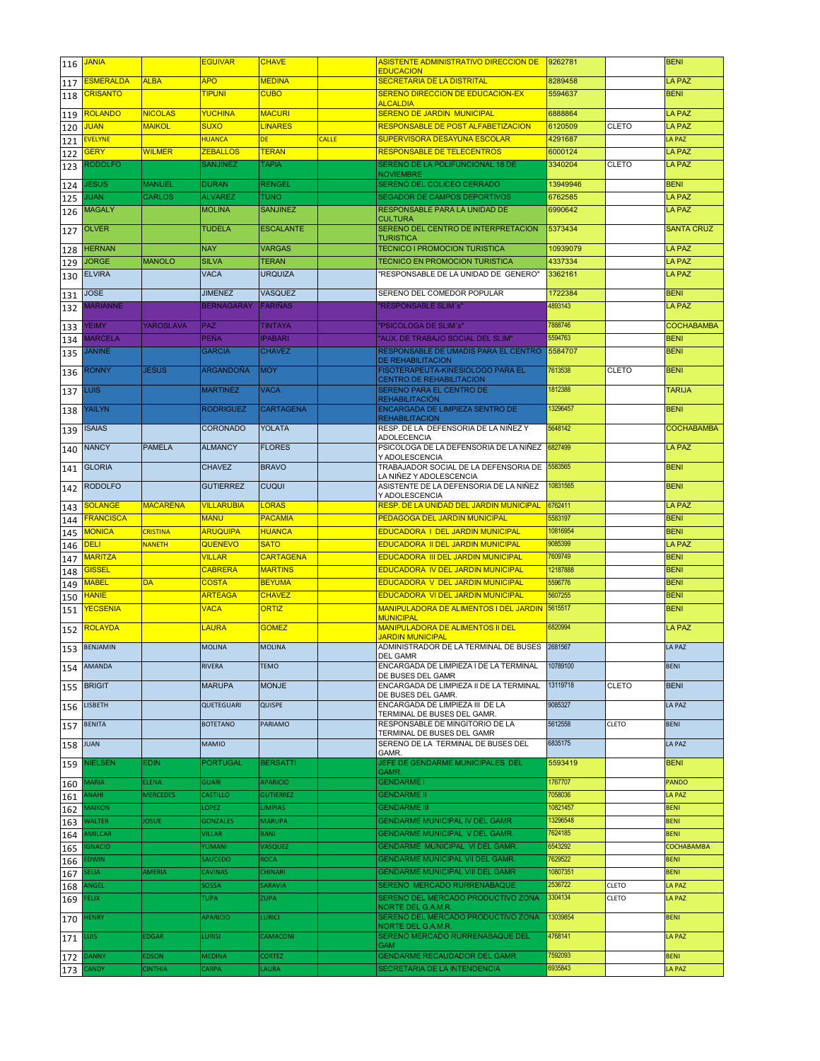| 116 | JANIA | | EGUIVAR | CHAVE | | ASISTENTE ADMINISTRATIVO DIRECCION DE EDUCACION | 9262781 | | BENI |
|---|---|---|---|---|---|---|---|---|---|
| 117 | ESMERALDA | ALBA | APO | MEDINA | | SECRETARIA DE LA DISTRITAL | 8289458 | | LA PAZ |
| 118 | CRISANTO | | TIPUNI | CUBO | | SERENO DIRECCION DE EDUCACION-EX ALCALDIA | 5594637 | | BENI |
| 119 | ROLANDO | NICOLAS | YUCHINA | MACURI | | SERENO DE JARDIN MUNICIPAL | 6888864 | | LA PAZ |
| 120 | JUAN | MAIKOL | SUXO | LINARES | | RESPONSABLE DE POST ALFABETIZACION | 6120509 | CLETO | LA PAZ |
| 121 | EVELYNE | | HUANCA | DE | CALLE | SUPERVISORA DESAYUNA ESCOLAR | 4291687 | | LA PAZ |
| 122 | GERY | WILMER | ZEBALLOS | TERAN | | RESPONSABLE DE TELECENTROS | 6000124 | | LA PAZ |
| 123 | RODOLFO | | SANJINEZ | TAPIA | | SERENO DE LA POLIFUNCIONAL 18 DE NOVIEMBRE | 3340204 | CLETO | LA PAZ |
| 124 | JESUS | MANUEL | DURAN | RENGEL | | SERENO DEL COLICEO CERRADO | 13949946 | | BENI |
| 125 | JUAN | CARLOS | ALVAREZ | TUNO | | SEGADOR DE CAMPOS DEPORTIVOS | 6762585 | | LA PAZ |
| 126 | MAGALY | | MOLINA | SANJINEZ | | RESPONSABLE PARA LA UNIDAD DE CULTURA | 6990642 | | LA PAZ |
| 127 | OLVER | | TUDELA | ESCALANTE | | SERENO DEL CENTRO DE INTERPRETACION TURISTICA | 5373434 | | SANTA CRUZ |
| 128 | HERNAN | | NAY | VARGAS | | TECNICO I PROMOCION TURISTICA | 10939079 | | LA PAZ |
| 129 | JORGE | MANOLO | SILVA | TERAN | | TECNICO EN PROMOCION TURISTICA | 4337334 | | LA PAZ |
| 130 | ELVIRA | | VACA | URQUIZA | | "RESPONSABLE DE LA UNIDAD DE GENERO" | 3362161 | | LA PAZ |
| 131 | JOSE | | JIMENEZ | VASQUEZ | | SERENO DEL COMEDOR POPULAR | 1722384 | | BENI |
| 132 | MARIANNE | | BERNAGARAY | FARIÑAS | | "RESPONSABLE SLIM´s" | 4893143 | | LA PAZ |
| 133 | YEIMY | YAROSLAVA | PAZ | TINTAYA | | "PSICOLOGA DE SLIM´s" | 7888746 | | COCHABAMBA |
| 134 | MARCELA | | PEÑA | IPABARI | | "AUX. DE TRABAJO SOCIAL DEL SLIM" | 5594763 | | BENI |
| 135 | JANINE | | GARCIA | CHAVEZ | | RESPONSABLE DE UMADIS PARA EL CENTRO DE REHABILITACION | 5584707 | | BENI |
| 136 | RONNY | JESUS | ARGANDOÑA | MOY | | FISOTERAPEUTA-KINESIOLOGO PARA EL CENTRO DE REHABILITACION | 7613538 | CLETO | BENI |
| 137 | LUIS | | MARTINEZ | VACA | | SERENO PARA EL CENTRO DE REHABILITACIÓN | 1812388 | | TARIJA |
| 138 | YAILYN | | RODRIGUEZ | CARTAGENA | | ENCARGADA DE LIMPIEZA SENTRO DE REHABILITACION | 13296457 | | BENI |
| 139 | ISAIAS | | CORONADO | YOLATA | | RESP. DE LA DEFENSORIA DE LA NIÑEZ Y ADOLECENCIA | 5648142 | | COCHABAMBA |
| 140 | NANCY | PAMELA | ALMANCY | FLORES | | PSICOLOGA DE LA DEFENSORIA DE LA NIÑEZ Y ADOLESCENCIA | 6827499 | | LA PAZ |
| 141 | GLORIA | | CHAVEZ | BRAVO | | TRABAJADOR SOCIAL DE LA DEFENSORIA DE LA NIÑEZ Y ADOLESCENCIA | 5583565 | | BENI |
| 142 | RODOLFO | | GUTIERREZ | CUQUI | | ASISTENTE DE LA DEFENSORIA DE LA NIÑEZ Y ADOLESCENCIA | 10831565 | | BENI |
| 143 | SOLANGE | MACARENA | VILLARUBIA | LORAS | | RESP. DE LA UNIDAD DEL JARDIN MUNICIPAL | 6762411 | | LA PAZ |
| 144 | FRANCISCA | | MANU | PACAMIA | | PEDAGOGA DEL JARDIN MUNICIPAL | 5583197 | | BENI |
| 145 | MONICA | CRISTINA | ARUQUIPA | HUANCA | | EDUCADORA I DEL JARDIN MUNICIPAL | 10816954 | | BENI |
| 146 | DELI | NANETH | QUENEVO | SATO | | EDUCADORA II DEL JARDIN MUNICIPAL | 9085399 | | LA PAZ |
| 147 | MARITZA | | VILLAR | CARTAGENA | | EDUCADORA III DEL JARDIN MUNICIPAL | 7609749 | | BENI |
| 148 | GISSEL | | CABRERA | MARTINS | | EDUCADORA IV DEL JARDIN MUNICIPAL | 12187888 | | BENI |
| 149 | MABEL | DA | COSTA | BEYUMA | | EDUCADORA V DEL JARDIN MUNICIPAL | 5596776 | | BENI |
| 150 | HANIE | | ARTEAGA | CHAVEZ | | EDUCADORA VI DEL JARDIN MUNICIPAL | 5607255 | | BENI |
| 151 | YECSENIA | | VACA | ORTIZ | | MANIPULADORA DE ALIMENTOS I DEL JARDIN MUNICIPAL | 5615517 | | BENI |
| 152 | ROLAYDA | | LAURA | GOMEZ | | MANIPULADORA DE ALIMENTOS II DEL JARDIN MUNICIPAL | 6820994 | | LA PAZ |
| 153 | BENJAMIN | | MOLINA | MOLINA | | ADMINISTRADOR DE LA TERMINAL DE BUSES DEL GAMR | 2681567 | | LA PAZ |
| 154 | AMANDA | | RIVERA | TEMO | | ENCARGADA DE LIMPIEZA I DE LA TERMINAL DE BUSES DEL GAMR | 10789100 | | BENI |
| 155 | BRIGIT | | MARUPA | MONJE | | ENCARGADA DE LIMPIEZA II DE LA TERMINAL DE BUSES DEL GAMR. | 13119718 | CLETO | BENI |
| 156 | LISBETH | | QUETEGUARI | QUISPE | | ENCARGADA DE LIMPIEZA III DE LA TERMINAL DE BUSES DEL GAMR. | 9085327 | | LA PAZ |
| 157 | BENITA | | BOTETANO | PARIAMO | | RESPONSABLE DE MINGITORIO DE LA TERMINAL DE BUSES DEL GAMR | 5612558 | CLETO | BENI |
| 158 | JUAN | | MAMIO | | | SERENO DE LA TERMINAL DE BUSES DEL GAMR. | 6835175 | | LA PAZ |
| 159 | NIELSEN | EDIN | PORTUGAL | BERSATTI | | JEFE DE GENDARME MUNICIPALES DEL GAMR. | 5593419 | | BENI |
| 160 | MARIA | ELENA | GUARI | APARICIO | | GENDARME I | 1767707 | | PANDO |
| 161 | ANAHI | MERCEDES | CASTILLO | GUTIERREZ | | GENDARME II | 7058036 | | LA PAZ |
| 162 | MAIKON | | LOPEZ | LIMPIAS | | GENDARME III | 10821457 | | BENI |
| 163 | WALTER | JOSUE | GONZALES | MARUPA | | GENDARME MUNICIPAL IV DEL GAMR | 13296548 | | BENI |
| 164 | AMILCAR | | VILLAR | BANI | | GENDARME MUNICIPAL V DEL GAMR. | 7624185 | | BENI |
| 165 | IGNACIO | | YUMANI | VASQUEZ | | GENDARME MUNICIPAL VI DEL GAMR. | 6543292 | | COCHABAMBA |
| 166 | EDWIN | | SAUCEDO | ROCA | | GENDARME MUNICIPAL VII DEL GAMR. | 7629522 | | BENI |
| 167 | SELIA | AMERIA | CAVINAS | CHINARI | | GENDARME MUNICIPAL VIII DEL GAMR | 10807351 | | BENI |
| 168 | ANGEL | | SOSSA | SARAVIA | | SERENO MERCADO RURRENABAQUE | 2536722 | CLETO | LA PAZ |
| 169 | FELIX | | TUPA | ZUPA | | SERENO DEL MERCADO PRODUCTIVO ZONA NORTE DEL G.A.M.R. | 3304134 | CLETO | LA PAZ |
| 170 | HENRY | | APARICIO | LURICI | | SERENO DEL MERCADO PRODUCTIVO ZONA NORTE DEL G.A.M.R. | 13039854 | | BENI |
| 171 | LUIS | EDGAR | LURISI | CAMACONI | | SERENO MERCADO RURRENABAQUE DEL GAM | 4768141 | | LA PAZ |
| 172 | DANNY | EDSON | MEDINA | CORTEZ | | GENDARME RECAUDADOR DEL GAMR | 7592093 | | BENI |
| 173 | CANDY | CINTHIA | CARPA | LAURA | | SECRETARIA DE LA INTENDENCIA | 6935843 | | LA PAZ |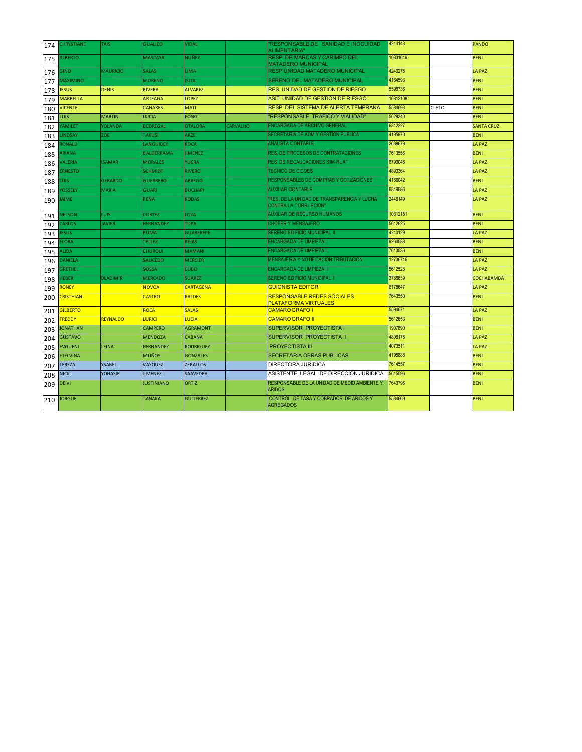| | | | | | | | | | |
|---|---|---|---|---|---|---|---|---|---|
| 174 | CHRYSTIANE | TAIS | GUALICO | VIDAL | | "RESPONSABLE DE SANIDAD E INOCUIDAD ALIMENTARIA" | 4214143 | | PANDO |
| 175 | ALBERTO | | MASCAYA | NUÑEZ | | RESP. DE MARCAS Y CARIMBO DEL MATADERO MUNICIPAL | 10831649 | | BENI |
| 176 | GINO | MAURICIO | SALAS | LIMA | | RESP UNIDAD MATADERO MUNICIPAL | 4240275 | | LA PAZ |
| 177 | MAXIMINO | | MORENO | ISITA | | SERENO DEL MATADERO MUNICIPAL | 4164593 | | BENI |
| 178 | JESUS | DENIS | RIVERA | ALVAREZ | | RES. UNIDAD DE GESTION DE RIESGO | 5598736 | | BENI |
| 179 | MARBELLA | | ARTEAGA | LOPEZ | | ASIT. UNIDAD DE GESTION DE RIESGO | 10812108 | | BENI |
| 180 | VICENTE | | CANARES | MATI | | RESP. DEL SISTEMA DE ALERTA TEMPRANA | 5584693 | CLETO | BENI |
| 181 | LUIS | MARTIN | LUCIA | FONG | | "RESPONSABLE TRAFICO Y VIALIDAD" | 5629340 | | BENI |
| 182 | YAMILET | YOLANDA | BEDREGAL | OTALORA | CARVALHO | ENCARGADA DE ARCHIVO GENERAL | 6312227 | | SANTA CRUZ |
| 183 | LINDSAY | ZOE | TAKUSI | ARZE | | SECRETARIA DE ADM Y GESTION PUBLICA | 4195970 | | BENI |
| 184 | RONALD | | LANGUIDEY | ROCA | | ANALISTA CONTABLE | 2688679 | | LA PAZ |
| 185 | ARIANA | | BALDERRAMA | JIMENEZ | | RES. DE PROCESOS DE CONTRATACIONES | 7613556 | | BENI |
| 186 | VALERIA | ISAMAR | MORALES | YUCRA | | RES. DE RECAUDACIONES SIIM-RUAT | 6790046 | | LA PAZ |
| 187 | ERNESTO | | SCHMIDT | RIVERO | | TECNICO DE CICOES | 4893364 | | LA PAZ |
| 188 | LUIS | GERARDO | GUERRERO | ABREGO | | RESPONSABLES DE COMPRAS Y COTIZACIONES | 4166042 | | BENI |
| 189 | YOSSELY | MARIA | GUARI | BUCHAPI | | AUXILIAR CONTABLE | 6849686 | | LA PAZ |
| 190 | JAIME | | PEÑA | RODAS | | "RES. DE LA UNIDAD DE TRANSPARENCIA Y LUCHA CONTRA LA CORRUPCION" | 2446149 | | LA PAZ |
| 191 | NELSON | LUIS | CORTEZ | LOZA | | AUXILIAR DE RECURSO HUMANOS | 10812151 | | BENI |
| 192 | CARLOS | JAVIER | FERNANDEZ | TUPA | | CHOFER Y MENSAJERO | 5612625 | | BENI |
| 193 | JESUS | | PUMA | GUAREREPE | | SERENO EDIFICIO MUNICIPAL II | 4240129 | | LA PAZ |
| 194 | FLORA | | TELLEZ | REJAS | | ENCARGADA DE LIMPIEZA I | 9264588 | | BENI |
| 195 | ALIDA | | CHURQUI | MAMANI | | ENCARGADA DE LIMPIEZA II | 7613536 | | BENI |
| 196 | DANIELA | | SAUCEDO | MERCIER | | MENSAJERIA Y NOTIFICACION TRIBUTACION | 12736746 | | LA PAZ |
| 197 | GRETHEL | | SOSSA | CUBO | | ENCARGADA DE LIMPIEZA III | 5612528 | | LA PAZ |
| 198 | HEBER | BLADIMIR | MERCADO | SUAREZ | | SERENO EDIFICIO MUNICIPAL I | 3788639 | | COCHABAMBA |
| 199 | RONEY | | NOVOA | CARTAGENA | | GUIONISTA EDITOR | 6178647 | | LA PAZ |
| 200 | CRISTHIAN | | CASTRO | RALDES | | RESPONSABLE REDES SOCIALES PLATAFORMA VIRTUALES | 7643550 | | BENI |
| 201 | GILBERTO | | ROCA | SALAS | | CAMAROGRAFO I | 5594671 | | LA PAZ |
| 202 | FREDDY | REYNALDO | LURICI | LUCIA | | CAMAROGRAFO II | 5612653 | | BENI |
| 203 | JONATHAN | | CAMPERO | AGRAMONT | | SUPERVISOR PROYECTISTA I | 1907890 | | BENI |
| 204 | GUSTAVO | | MENDOZA | CABANA | | SUPERVISOR PROYECTISTA II | 4808175 | | LA PAZ |
| 205 | EVGUENI | LEINA | FERNANDEZ | RODRIGUEZ | | PROYECTISTA III | 4073511 | | LA PAZ |
| 206 | ETELVINA | | MUÑOS | GONZALES | | SECRETARIA OBRAS PUBLICAS | 4195888 | | BENI |
| 207 | TEREZA | YSABEL | VASQUEZ | ZEBALLOS | | DIRECTORA JURIDICA | 7614557 | | BENI |
| 208 | NICK | YOHASIR | JIMENEZ | SAAVEDRA | | ASISTENTE LEGAL DE DIRECCION JURIDICA | 5615596 | | BENI |
| 209 | DEIVI | | JUSTINIANO | ORTIZ | | RESPONSABLE DE LA UNIDAD DE MEDIO AMBIENTE Y ARIDOS | 7643796 | | BENI |
| 210 | JORGUE | | TANAKA | GUTIERREZ | | CONTROL DE TASA Y COBRADOR DE ARIDOS Y AGREGADOS | 5584669 | | BENI |